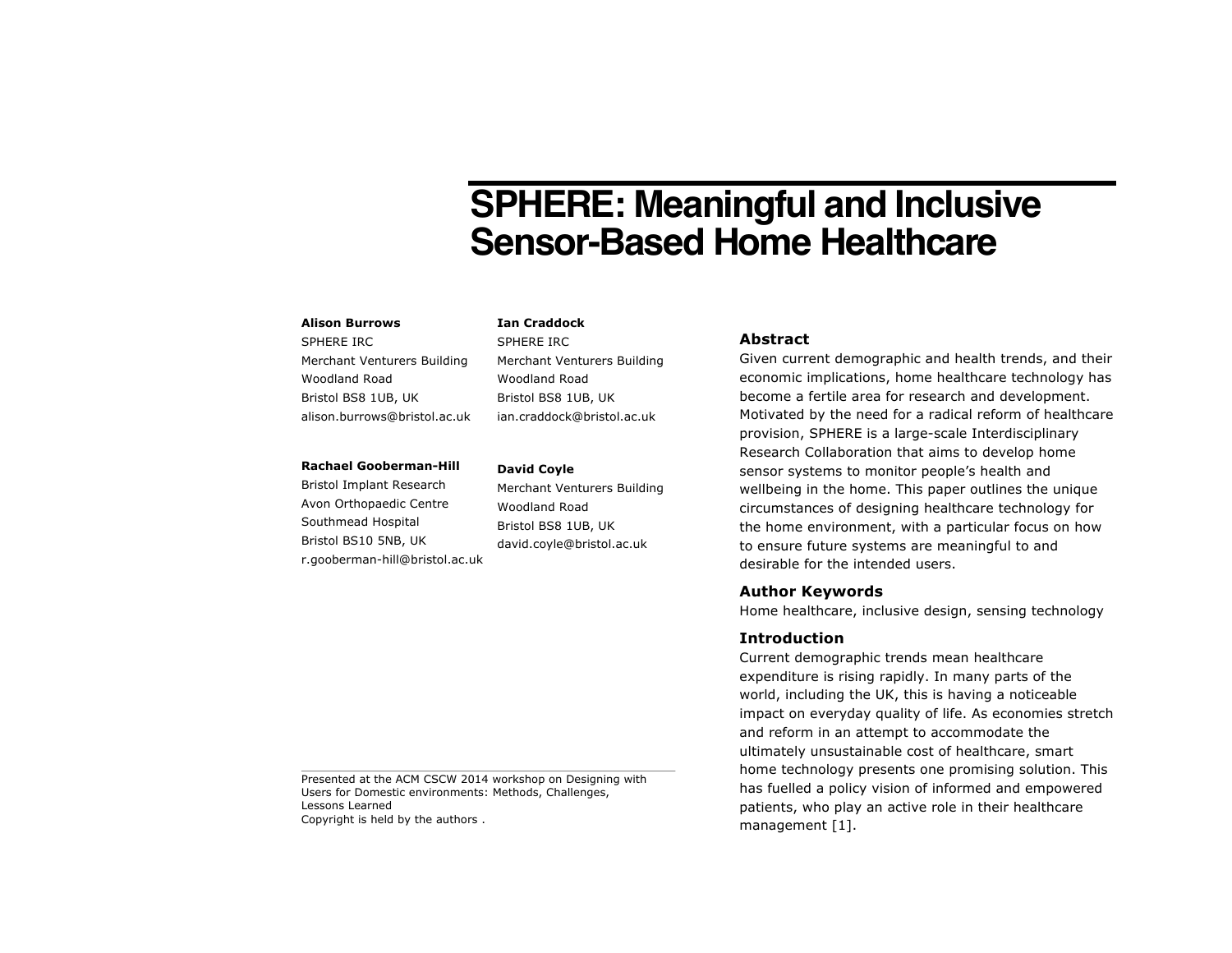# SPHERE: Meaningful and Inclusive Sensor-Based Home Healthcare

**Alison Burrows**
SPHERE IRC
Merchant Venturers Building
Woodland Road
Bristol BS8 1UB, UK
alison.burrows@bristol.ac.uk

**Ian Craddock**
SPHERE IRC
Merchant Venturers Building
Woodland Road
Bristol BS8 1UB, UK
ian.craddock@bristol.ac.uk

**Rachael Gooberman-Hill**
Bristol Implant Research
Avon Orthopaedic Centre
Southmead Hospital
Bristol BS10 5NB, UK
r.gooberman-hill@bristol.ac.uk

**David Coyle**
Merchant Venturers Building
Woodland Road
Bristol BS8 1UB, UK
david.coyle@bristol.ac.uk

Presented at the ACM CSCW 2014 workshop on Designing with Users for Domestic environments: Methods, Challenges, Lessons Learned
Copyright is held by the authors .

## Abstract

Given current demographic and health trends, and their economic implications, home healthcare technology has become a fertile area for research and development. Motivated by the need for a radical reform of healthcare provision, SPHERE is a large-scale Interdisciplinary Research Collaboration that aims to develop home sensor systems to monitor people's health and wellbeing in the home. This paper outlines the unique circumstances of designing healthcare technology for the home environment, with a particular focus on how to ensure future systems are meaningful to and desirable for the intended users.

## Author Keywords

Home healthcare, inclusive design, sensing technology

## Introduction

Current demographic trends mean healthcare expenditure is rising rapidly. In many parts of the world, including the UK, this is having a noticeable impact on everyday quality of life. As economies stretch and reform in an attempt to accommodate the ultimately unsustainable cost of healthcare, smart home technology presents one promising solution. This has fuelled a policy vision of informed and empowered patients, who play an active role in their healthcare management [1].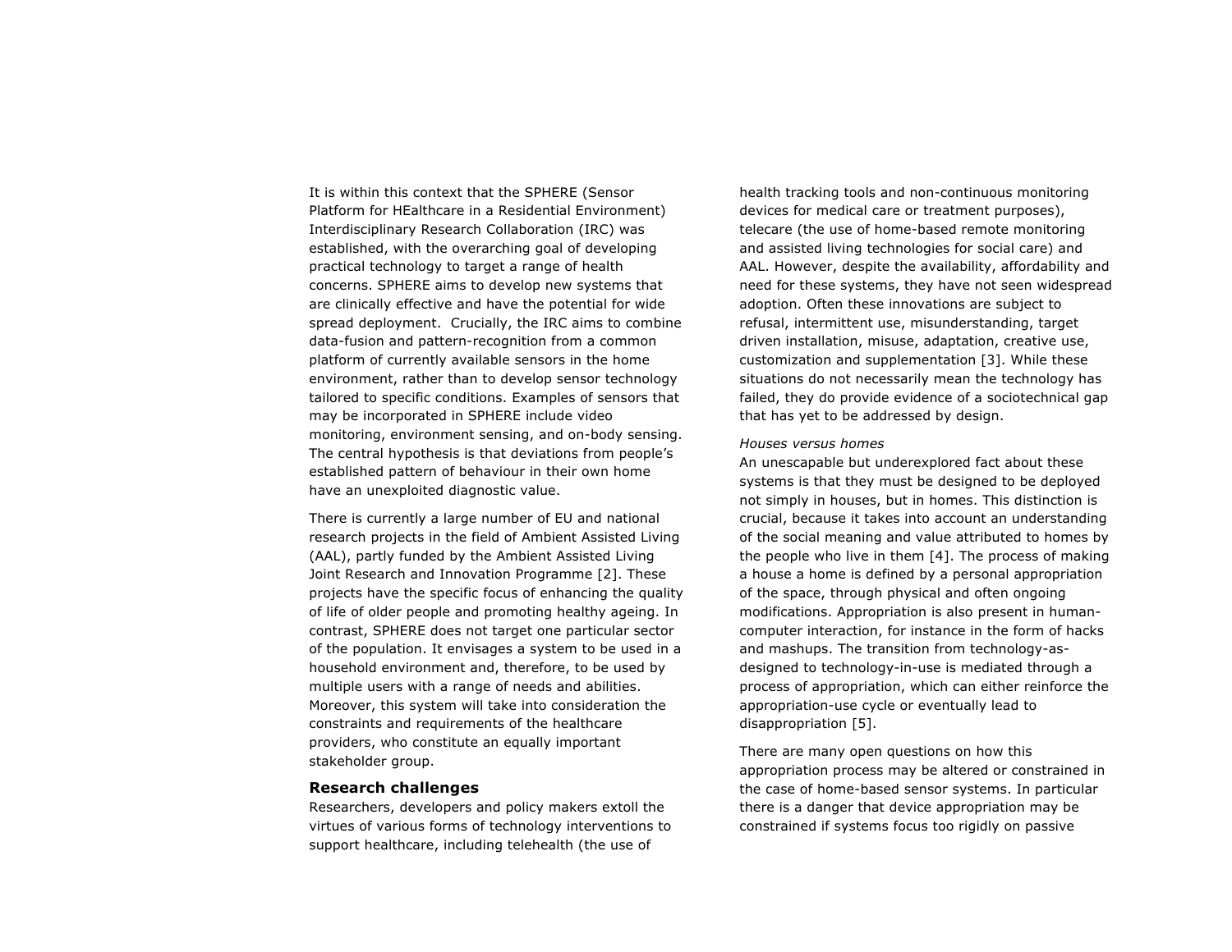It is within this context that the SPHERE (Sensor Platform for HEalthcare in a Residential Environment) Interdisciplinary Research Collaboration (IRC) was established, with the overarching goal of developing practical technology to target a range of health concerns. SPHERE aims to develop new systems that are clinically effective and have the potential for wide spread deployment. Crucially, the IRC aims to combine data-fusion and pattern-recognition from a common platform of currently available sensors in the home environment, rather than to develop sensor technology tailored to specific conditions. Examples of sensors that may be incorporated in SPHERE include video monitoring, environment sensing, and on-body sensing. The central hypothesis is that deviations from people's established pattern of behaviour in their own home have an unexploited diagnostic value.

There is currently a large number of EU and national research projects in the field of Ambient Assisted Living (AAL), partly funded by the Ambient Assisted Living Joint Research and Innovation Programme [2]. These projects have the specific focus of enhancing the quality of life of older people and promoting healthy ageing. In contrast, SPHERE does not target one particular sector of the population. It envisages a system to be used in a household environment and, therefore, to be used by multiple users with a range of needs and abilities. Moreover, this system will take into consideration the constraints and requirements of the healthcare providers, who constitute an equally important stakeholder group.

## Research challenges

Researchers, developers and policy makers extoll the virtues of various forms of technology interventions to support healthcare, including telehealth (the use of health tracking tools and non-continuous monitoring devices for medical care or treatment purposes), telecare (the use of home-based remote monitoring and assisted living technologies for social care) and AAL. However, despite the availability, affordability and need for these systems, they have not seen widespread adoption. Often these innovations are subject to refusal, intermittent use, misunderstanding, target driven installation, misuse, adaptation, creative use, customization and supplementation [3]. While these situations do not necessarily mean the technology has failed, they do provide evidence of a sociotechnical gap that has yet to be addressed by design.

*Houses versus homes*

An unescapable but underexplored fact about these systems is that they must be designed to be deployed not simply in houses, but in homes. This distinction is crucial, because it takes into account an understanding of the social meaning and value attributed to homes by the people who live in them [4]. The process of making a house a home is defined by a personal appropriation of the space, through physical and often ongoing modifications. Appropriation is also present in human-computer interaction, for instance in the form of hacks and mashups. The transition from technology-as-designed to technology-in-use is mediated through a process of appropriation, which can either reinforce the appropriation-use cycle or eventually lead to disappropriation [5].

There are many open questions on how this appropriation process may be altered or constrained in the case of home-based sensor systems. In particular there is a danger that device appropriation may be constrained if systems focus too rigidly on passive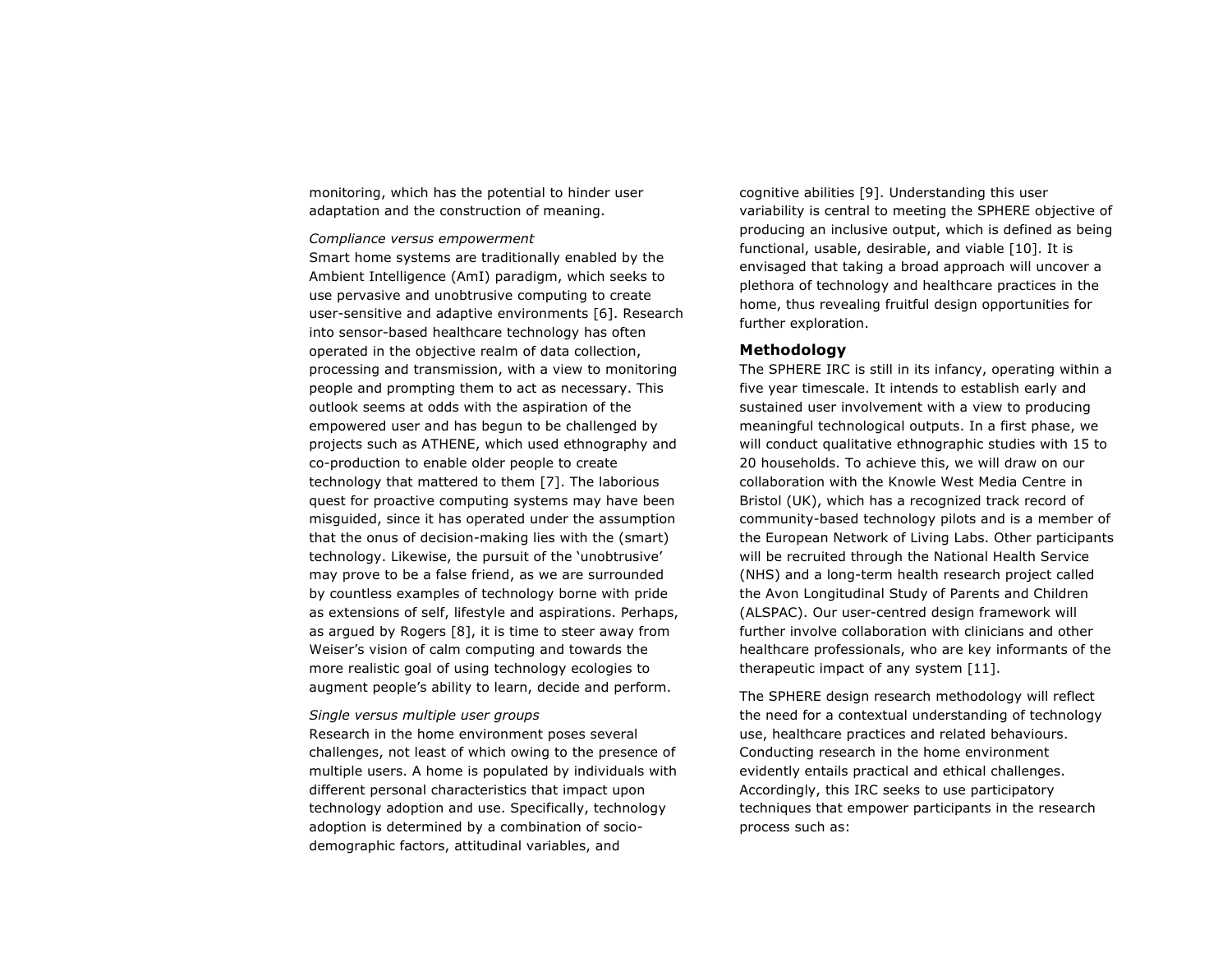monitoring, which has the potential to hinder user adaptation and the construction of meaning.

*Compliance versus empowerment*

Smart home systems are traditionally enabled by the Ambient Intelligence (AmI) paradigm, which seeks to use pervasive and unobtrusive computing to create user-sensitive and adaptive environments [6]. Research into sensor-based healthcare technology has often operated in the objective realm of data collection, processing and transmission, with a view to monitoring people and prompting them to act as necessary. This outlook seems at odds with the aspiration of the empowered user and has begun to be challenged by projects such as ATHENE, which used ethnography and co-production to enable older people to create technology that mattered to them [7]. The laborious quest for proactive computing systems may have been misguided, since it has operated under the assumption that the onus of decision-making lies with the (smart) technology. Likewise, the pursuit of the 'unobtrusive' may prove to be a false friend, as we are surrounded by countless examples of technology borne with pride as extensions of self, lifestyle and aspirations. Perhaps, as argued by Rogers [8], it is time to steer away from Weiser's vision of calm computing and towards the more realistic goal of using technology ecologies to augment people's ability to learn, decide and perform.

*Single versus multiple user groups*

Research in the home environment poses several challenges, not least of which owing to the presence of multiple users. A home is populated by individuals with different personal characteristics that impact upon technology adoption and use. Specifically, technology adoption is determined by a combination of socio-demographic factors, attitudinal variables, and cognitive abilities [9]. Understanding this user variability is central to meeting the SPHERE objective of producing an inclusive output, which is defined as being functional, usable, desirable, and viable [10]. It is envisaged that taking a broad approach will uncover a plethora of technology and healthcare practices in the home, thus revealing fruitful design opportunities for further exploration.

## Methodology

The SPHERE IRC is still in its infancy, operating within a five year timescale. It intends to establish early and sustained user involvement with a view to producing meaningful technological outputs. In a first phase, we will conduct qualitative ethnographic studies with 15 to 20 households. To achieve this, we will draw on our collaboration with the Knowle West Media Centre in Bristol (UK), which has a recognized track record of community-based technology pilots and is a member of the European Network of Living Labs. Other participants will be recruited through the National Health Service (NHS) and a long-term health research project called the Avon Longitudinal Study of Parents and Children (ALSPAC). Our user-centred design framework will further involve collaboration with clinicians and other healthcare professionals, who are key informants of the therapeutic impact of any system [11].

The SPHERE design research methodology will reflect the need for a contextual understanding of technology use, healthcare practices and related behaviours. Conducting research in the home environment evidently entails practical and ethical challenges. Accordingly, this IRC seeks to use participatory techniques that empower participants in the research process such as: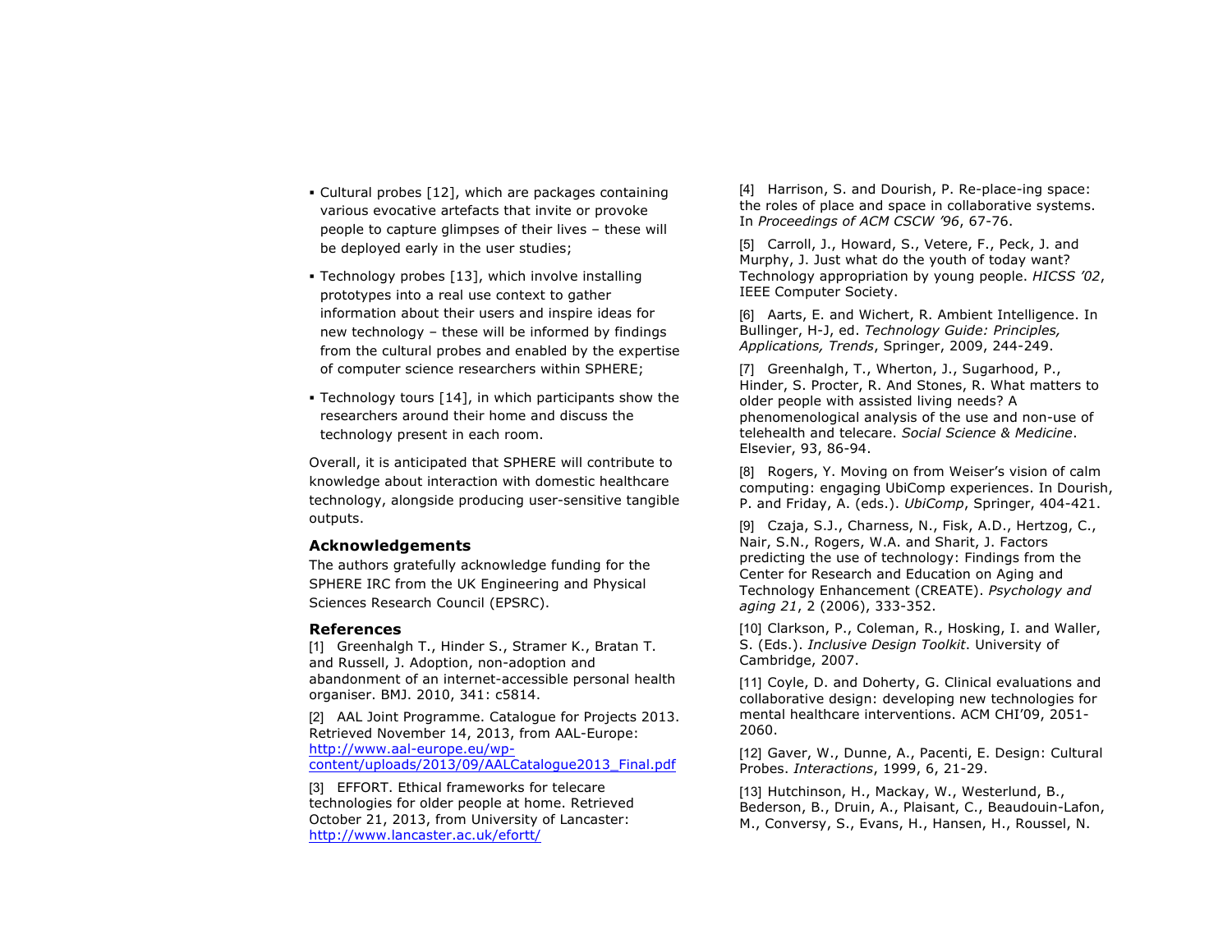- Cultural probes [12], which are packages containing various evocative artefacts that invite or provoke people to capture glimpses of their lives – these will be deployed early in the user studies;
- Technology probes [13], which involve installing prototypes into a real use context to gather information about their users and inspire ideas for new technology – these will be informed by findings from the cultural probes and enabled by the expertise of computer science researchers within SPHERE;
- Technology tours [14], in which participants show the researchers around their home and discuss the technology present in each room.

Overall, it is anticipated that SPHERE will contribute to knowledge about interaction with domestic healthcare technology, alongside producing user-sensitive tangible outputs.

## Acknowledgements

The authors gratefully acknowledge funding for the SPHERE IRC from the UK Engineering and Physical Sciences Research Council (EPSRC).

## References

[1] Greenhalgh T., Hinder S., Stramer K., Bratan T. and Russell, J. Adoption, non-adoption and abandonment of an internet-accessible personal health organiser. BMJ. 2010, 341: c5814.

[2] AAL Joint Programme. Catalogue for Projects 2013. Retrieved November 14, 2013, from AAL-Europe: http://www.aal-europe.eu/wp-content/uploads/2013/09/AALCatalogue2013_Final.pdf

[3] EFFORT. Ethical frameworks for telecare technologies for older people at home. Retrieved October 21, 2013, from University of Lancaster: http://www.lancaster.ac.uk/efortt/

[4] Harrison, S. and Dourish, P. Re-place-ing space: the roles of place and space in collaborative systems. In *Proceedings of ACM CSCW '96*, 67-76.

[5] Carroll, J., Howard, S., Vetere, F., Peck, J. and Murphy, J. Just what do the youth of today want? Technology appropriation by young people. *HICSS '02*, IEEE Computer Society.

[6] Aarts, E. and Wichert, R. Ambient Intelligence. In Bullinger, H-J, ed. *Technology Guide: Principles, Applications, Trends*, Springer, 2009, 244-249.

[7] Greenhalgh, T., Wherton, J., Sugarhood, P., Hinder, S. Procter, R. And Stones, R. What matters to older people with assisted living needs? A phenomenological analysis of the use and non-use of telehealth and telecare. *Social Science & Medicine*. Elsevier, 93, 86-94.

[8] Rogers, Y. Moving on from Weiser's vision of calm computing: engaging UbiComp experiences. In Dourish, P. and Friday, A. (eds.). *UbiComp*, Springer, 404-421.

[9] Czaja, S.J., Charness, N., Fisk, A.D., Hertzog, C., Nair, S.N., Rogers, W.A. and Sharit, J. Factors predicting the use of technology: Findings from the Center for Research and Education on Aging and Technology Enhancement (CREATE). *Psychology and aging 21*, 2 (2006), 333-352.

[10] Clarkson, P., Coleman, R., Hosking, I. and Waller, S. (Eds.). *Inclusive Design Toolkit*. University of Cambridge, 2007.

[11] Coyle, D. and Doherty, G. Clinical evaluations and collaborative design: developing new technologies for mental healthcare interventions. ACM CHI'09, 2051-2060.

[12] Gaver, W., Dunne, A., Pacenti, E. Design: Cultural Probes. *Interactions*, 1999, 6, 21-29.

[13] Hutchinson, H., Mackay, W., Westerlund, B., Bederson, B., Druin, A., Plaisant, C., Beaudouin-Lafon, M., Conversy, S., Evans, H., Hansen, H., Roussel, N.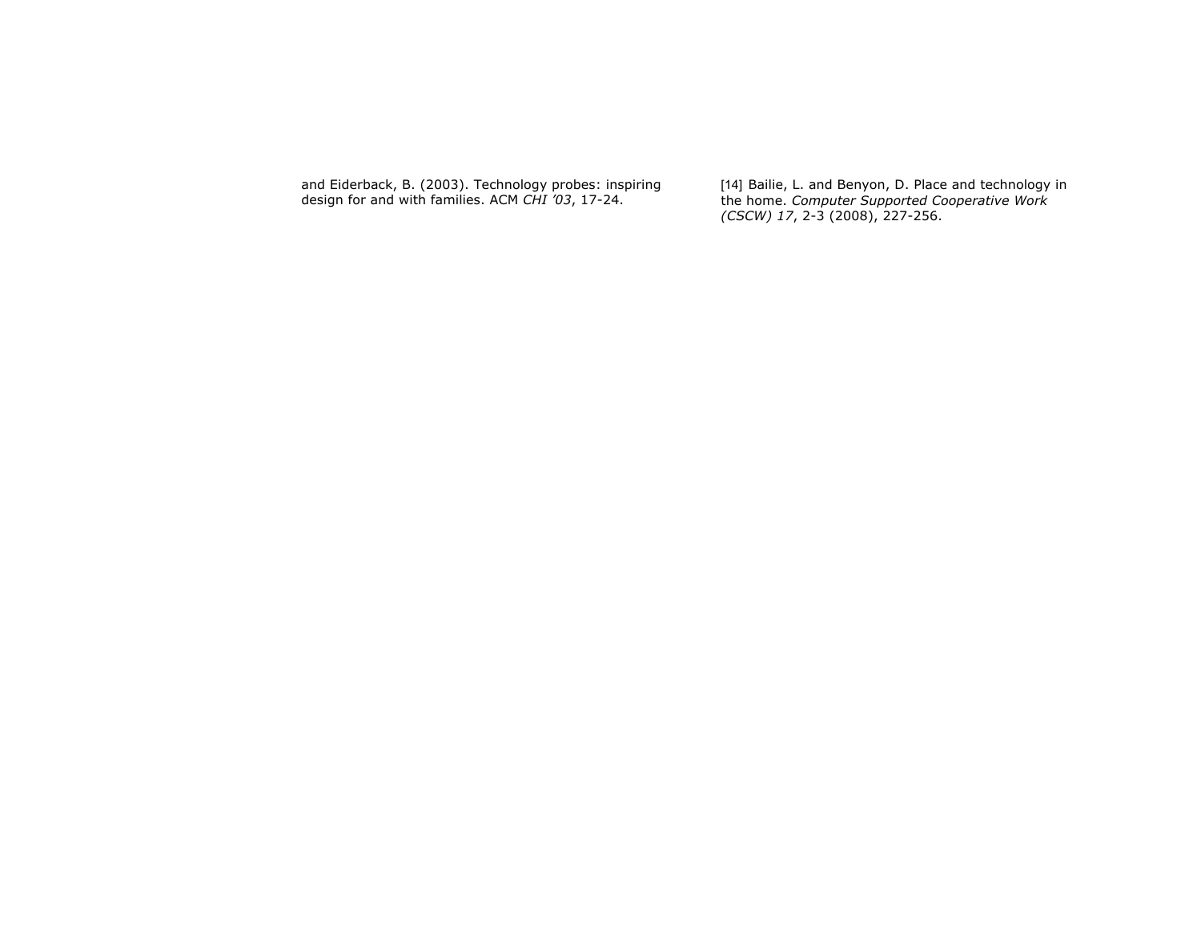and Eiderback, B. (2003). Technology probes: inspiring design for and with families. ACM *CHI '03*, 17-24.

[14] Bailie, L. and Benyon, D. Place and technology in the home. *Computer Supported Cooperative Work (CSCW) 17*, 2-3 (2008), 227-256.